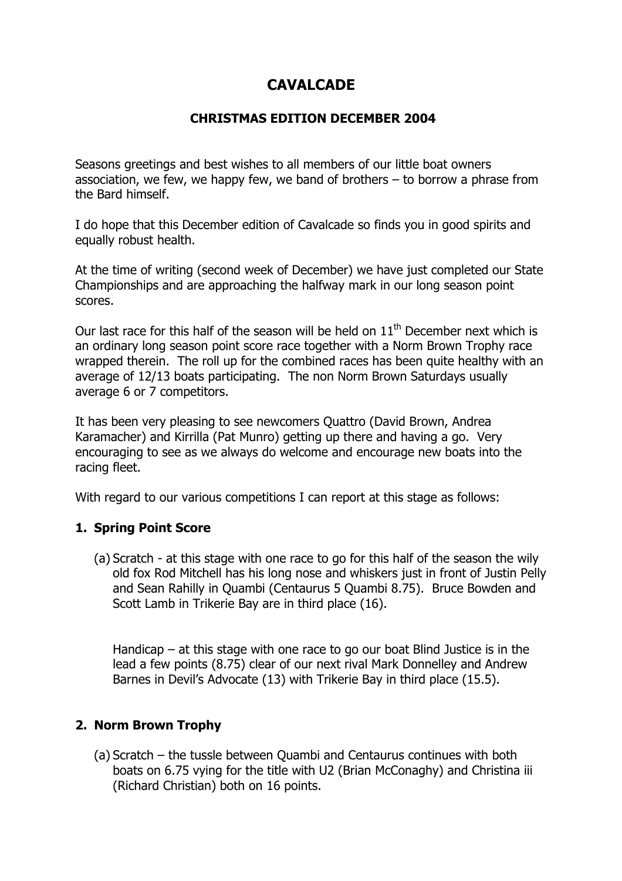# CAVALCADE

## CHRISTMAS EDITION DECEMBER 2004

Seasons greetings and best wishes to all members of our little boat owners association, we few, we happy few, we band of brothers – to borrow a phrase from the Bard himself.

I do hope that this December edition of Cavalcade so finds you in good spirits and equally robust health.

At the time of writing (second week of December) we have just completed our State Championships and are approaching the halfway mark in our long season point scores.

Our last race for this half of the season will be held on 11th December next which is an ordinary long season point score race together with a Norm Brown Trophy race wrapped therein. The roll up for the combined races has been quite healthy with an average of 12/13 boats participating. The non Norm Brown Saturdays usually average 6 or 7 competitors.

It has been very pleasing to see newcomers Quattro (David Brown, Andrea Karamacher) and Kirrilla (Pat Munro) getting up there and having a go. Very encouraging to see as we always do welcome and encourage new boats into the racing fleet.

With regard to our various competitions I can report at this stage as follows:

### 1. Spring Point Score

(a) Scratch - at this stage with one race to go for this half of the season the wily old fox Rod Mitchell has his long nose and whiskers just in front of Justin Pelly and Sean Rahilly in Quambi (Centaurus 5 Quambi 8.75). Bruce Bowden and Scott Lamb in Trikerie Bay are in third place (16).

Handicap – at this stage with one race to go our boat Blind Justice is in the lead a few points (8.75) clear of our next rival Mark Donnelley and Andrew Barnes in Devil's Advocate (13) with Trikerie Bay in third place (15.5).

### 2. Norm Brown Trophy

(a) Scratch – the tussle between Quambi and Centaurus continues with both boats on 6.75 vying for the title with U2 (Brian McConaghy) and Christina iii (Richard Christian) both on 16 points.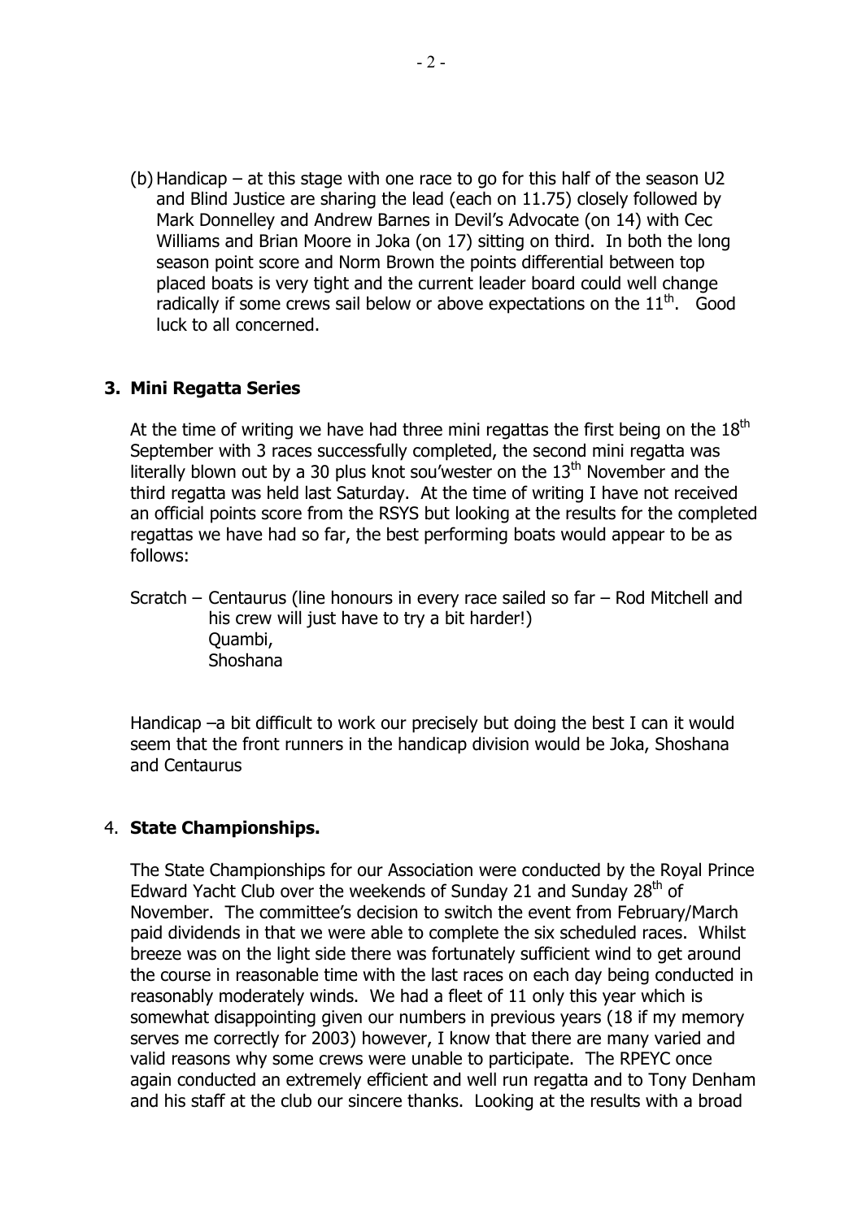(b) Handicap – at this stage with one race to go for this half of the season U2 and Blind Justice are sharing the lead (each on 11.75) closely followed by Mark Donnelley and Andrew Barnes in Devil's Advocate (on 14) with Cec Williams and Brian Moore in Joka (on 17) sitting on third. In both the long season point score and Norm Brown the points differential between top placed boats is very tight and the current leader board could well change radically if some crews sail below or above expectations on the 11th. Good luck to all concerned.

### 3. Mini Regatta Series

At the time of writing we have had three mini regattas the first being on the 18th September with 3 races successfully completed, the second mini regatta was literally blown out by a 30 plus knot sou'wester on the 13th November and the third regatta was held last Saturday. At the time of writing I have not received an official points score from the RSYS but looking at the results for the completed regattas we have had so far, the best performing boats would appear to be as follows:

Scratch – Centaurus (line honours in every race sailed so far – Rod Mitchell and his crew will just have to try a bit harder!)
Quambi,
Shoshana

Handicap –a bit difficult to work our precisely but doing the best I can it would seem that the front runners in the handicap division would be Joka, Shoshana and Centaurus

### 4. State Championships.

The State Championships for our Association were conducted by the Royal Prince Edward Yacht Club over the weekends of Sunday 21 and Sunday 28th of November. The committee's decision to switch the event from February/March paid dividends in that we were able to complete the six scheduled races. Whilst breeze was on the light side there was fortunately sufficient wind to get around the course in reasonable time with the last races on each day being conducted in reasonably moderately winds. We had a fleet of 11 only this year which is somewhat disappointing given our numbers in previous years (18 if my memory serves me correctly for 2003) however, I know that there are many varied and valid reasons why some crews were unable to participate. The RPEYC once again conducted an extremely efficient and well run regatta and to Tony Denham and his staff at the club our sincere thanks. Looking at the results with a broad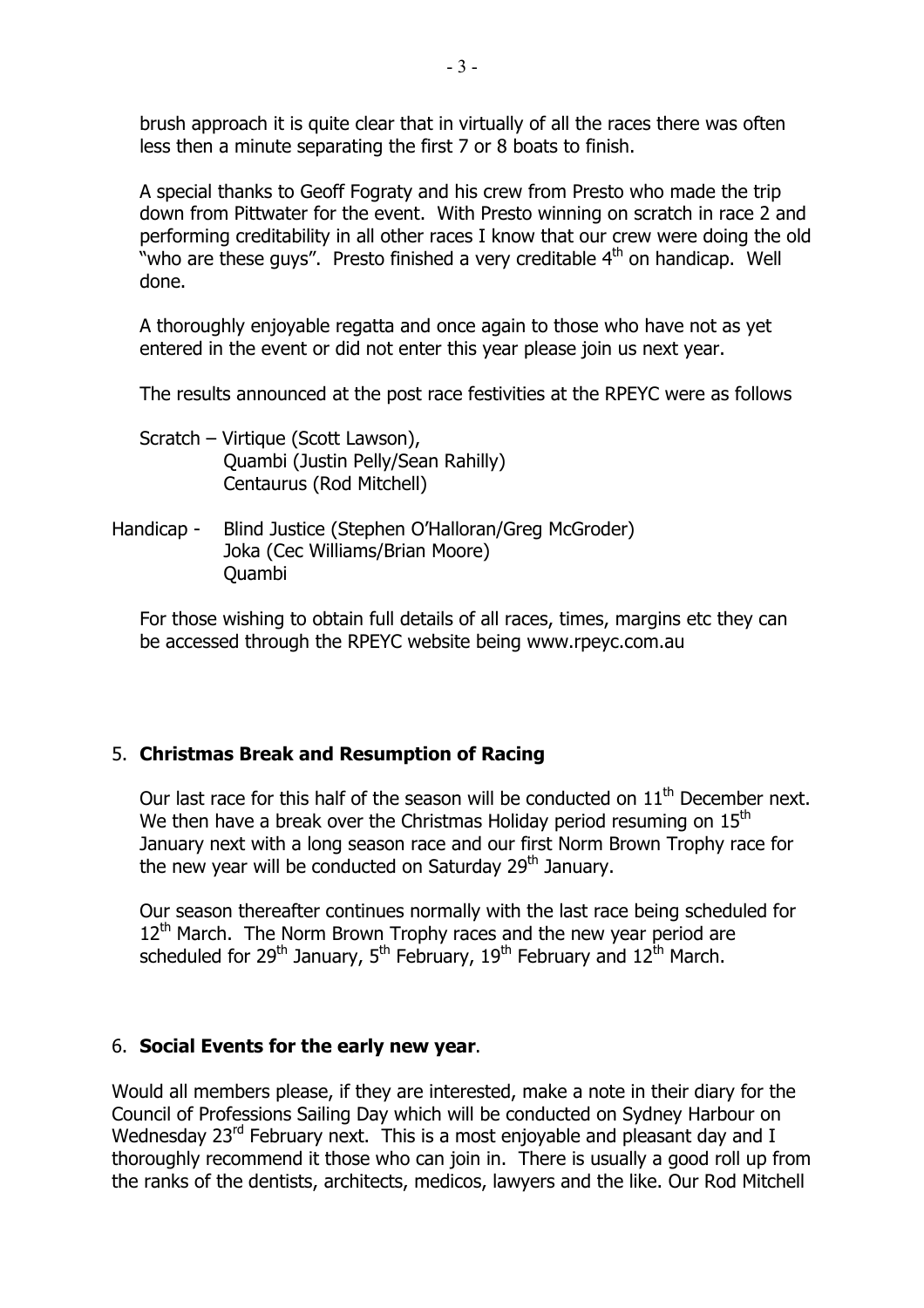brush approach it is quite clear that in virtually of all the races there was often less then a minute separating the first 7 or 8 boats to finish.

A special thanks to Geoff Fograty and his crew from Presto who made the trip down from Pittwater for the event. With Presto winning on scratch in race 2 and performing creditability in all other races I know that our crew were doing the old "who are these guys". Presto finished a very creditable 4th on handicap. Well done.

A thoroughly enjoyable regatta and once again to those who have not as yet entered in the event or did not enter this year please join us next year.

The results announced at the post race festivities at the RPEYC were as follows

Scratch – Virtique (Scott Lawson),
Quambi (Justin Pelly/Sean Rahilly)
Centaurus (Rod Mitchell)

Handicap - Blind Justice (Stephen O'Halloran/Greg McGroder)
Joka (Cec Williams/Brian Moore)
Quambi

For those wishing to obtain full details of all races, times, margins etc they can be accessed through the RPEYC website being www.rpeyc.com.au

## 5. **Christmas Break and Resumption of Racing**

Our last race for this half of the season will be conducted on 11th December next. We then have a break over the Christmas Holiday period resuming on 15th January next with a long season race and our first Norm Brown Trophy race for the new year will be conducted on Saturday 29th January.

Our season thereafter continues normally with the last race being scheduled for 12th March. The Norm Brown Trophy races and the new year period are scheduled for 29th January, 5th February, 19th February and 12th March.

## 6. **Social Events for the early new year**.

Would all members please, if they are interested, make a note in their diary for the Council of Professions Sailing Day which will be conducted on Sydney Harbour on Wednesday 23rd February next. This is a most enjoyable and pleasant day and I thoroughly recommend it those who can join in. There is usually a good roll up from the ranks of the dentists, architects, medicos, lawyers and the like. Our Rod Mitchell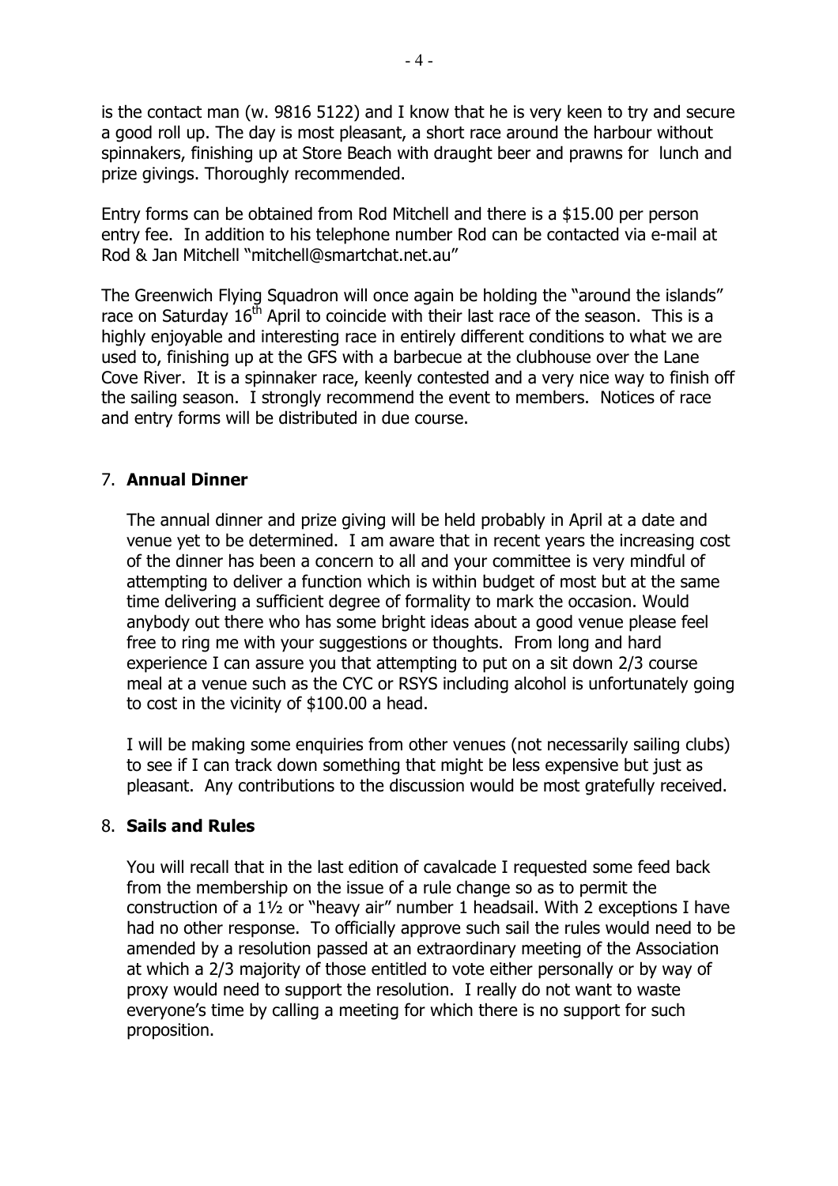is the contact man (w. 9816 5122) and I know that he is very keen to try and secure a good roll up. The day is most pleasant, a short race around the harbour without spinnakers, finishing up at Store Beach with draught beer and prawns for lunch and prize givings. Thoroughly recommended.

Entry forms can be obtained from Rod Mitchell and there is a $15.00 per person entry fee. In addition to his telephone number Rod can be contacted via e-mail at Rod & Jan Mitchell "mitchell@smartchat.net.au"

The Greenwich Flying Squadron will once again be holding the "around the islands" race on Saturday 16th April to coincide with their last race of the season. This is a highly enjoyable and interesting race in entirely different conditions to what we are used to, finishing up at the GFS with a barbecue at the clubhouse over the Lane Cove River. It is a spinnaker race, keenly contested and a very nice way to finish off the sailing season. I strongly recommend the event to members. Notices of race and entry forms will be distributed in due course.

7. **Annual Dinner**

The annual dinner and prize giving will be held probably in April at a date and venue yet to be determined. I am aware that in recent years the increasing cost of the dinner has been a concern to all and your committee is very mindful of attempting to deliver a function which is within budget of most but at the same time delivering a sufficient degree of formality to mark the occasion. Would anybody out there who has some bright ideas about a good venue please feel free to ring me with your suggestions or thoughts. From long and hard experience I can assure you that attempting to put on a sit down 2/3 course meal at a venue such as the CYC or RSYS including alcohol is unfortunately going to cost in the vicinity of $100.00 a head.

I will be making some enquiries from other venues (not necessarily sailing clubs) to see if I can track down something that might be less expensive but just as pleasant. Any contributions to the discussion would be most gratefully received.

8. **Sails and Rules**

You will recall that in the last edition of cavalcade I requested some feed back from the membership on the issue of a rule change so as to permit the construction of a 1½ or "heavy air" number 1 headsail. With 2 exceptions I have had no other response. To officially approve such sail the rules would need to be amended by a resolution passed at an extraordinary meeting of the Association at which a 2/3 majority of those entitled to vote either personally or by way of proxy would need to support the resolution. I really do not want to waste everyone's time by calling a meeting for which there is no support for such proposition.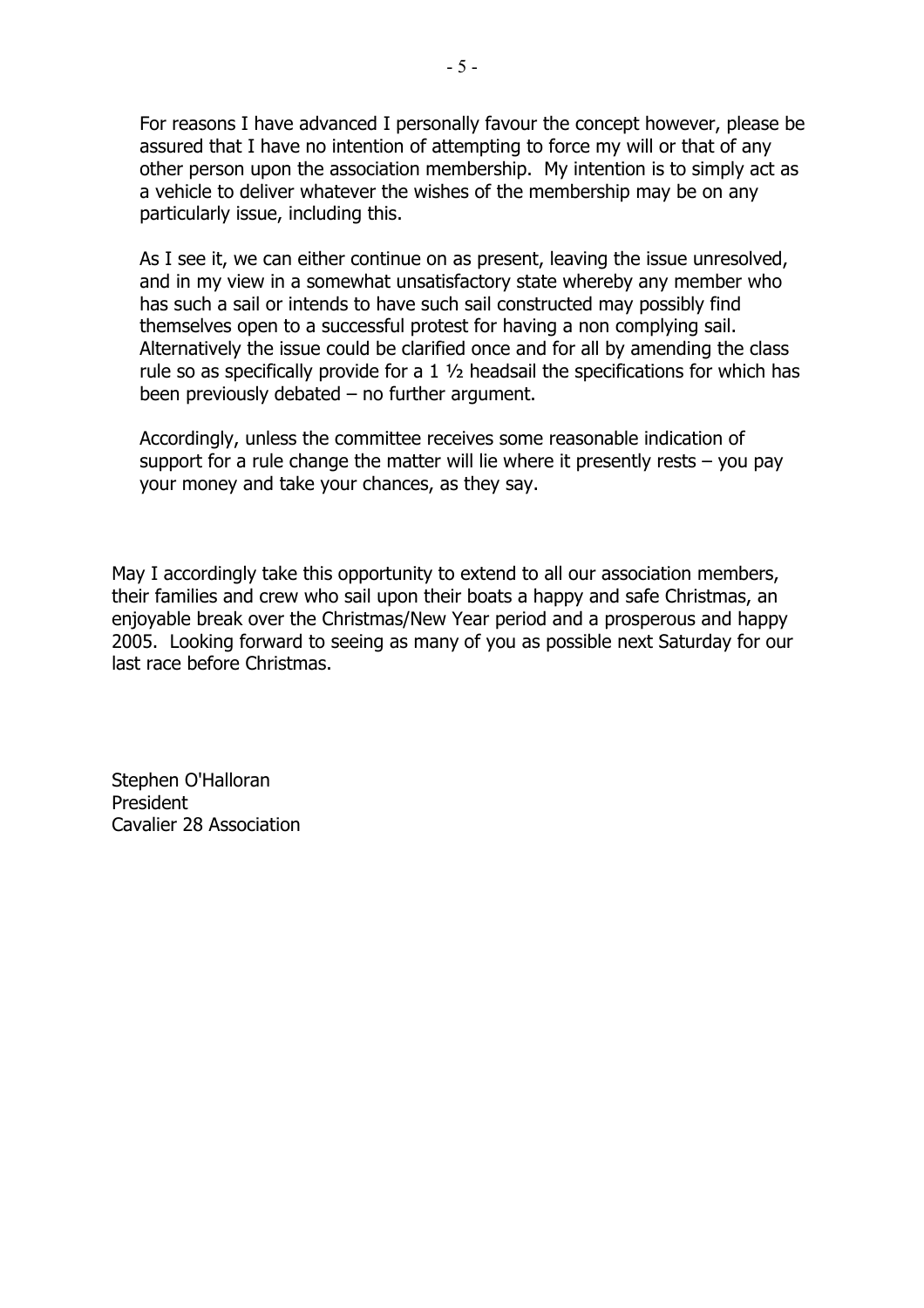For reasons I have advanced I personally favour the concept however, please be assured that I have no intention of attempting to force my will or that of any other person upon the association membership. My intention is to simply act as a vehicle to deliver whatever the wishes of the membership may be on any particularly issue, including this.

As I see it, we can either continue on as present, leaving the issue unresolved, and in my view in a somewhat unsatisfactory state whereby any member who has such a sail or intends to have such sail constructed may possibly find themselves open to a successful protest for having a non complying sail. Alternatively the issue could be clarified once and for all by amending the class rule so as specifically provide for a 1 ½ headsail the specifications for which has been previously debated – no further argument.

Accordingly, unless the committee receives some reasonable indication of support for a rule change the matter will lie where it presently rests – you pay your money and take your chances, as they say.

May I accordingly take this opportunity to extend to all our association members, their families and crew who sail upon their boats a happy and safe Christmas, an enjoyable break over the Christmas/New Year period and a prosperous and happy 2005. Looking forward to seeing as many of you as possible next Saturday for our last race before Christmas.

Stephen O'Halloran
President
Cavalier 28 Association